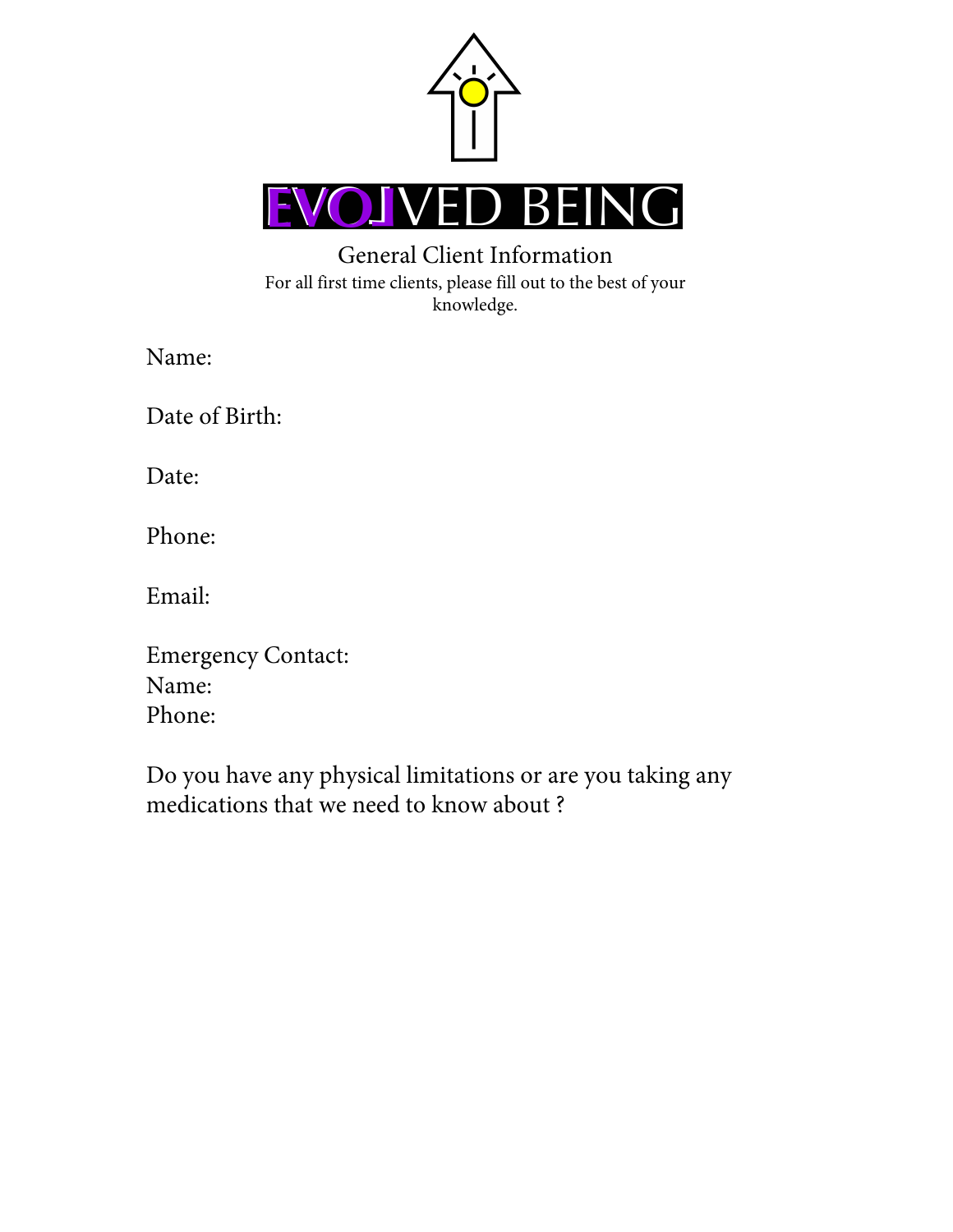# EVOLVED BEING

## General Client Information

For all first time clients, please fill out to the best of your knowledge.

Name:

Date of Birth:

Date:

Phone:

Email:

Emergency Contact:
Name:
Phone:

Do you have any physical limitations or are you taking any medications that we need to know about ?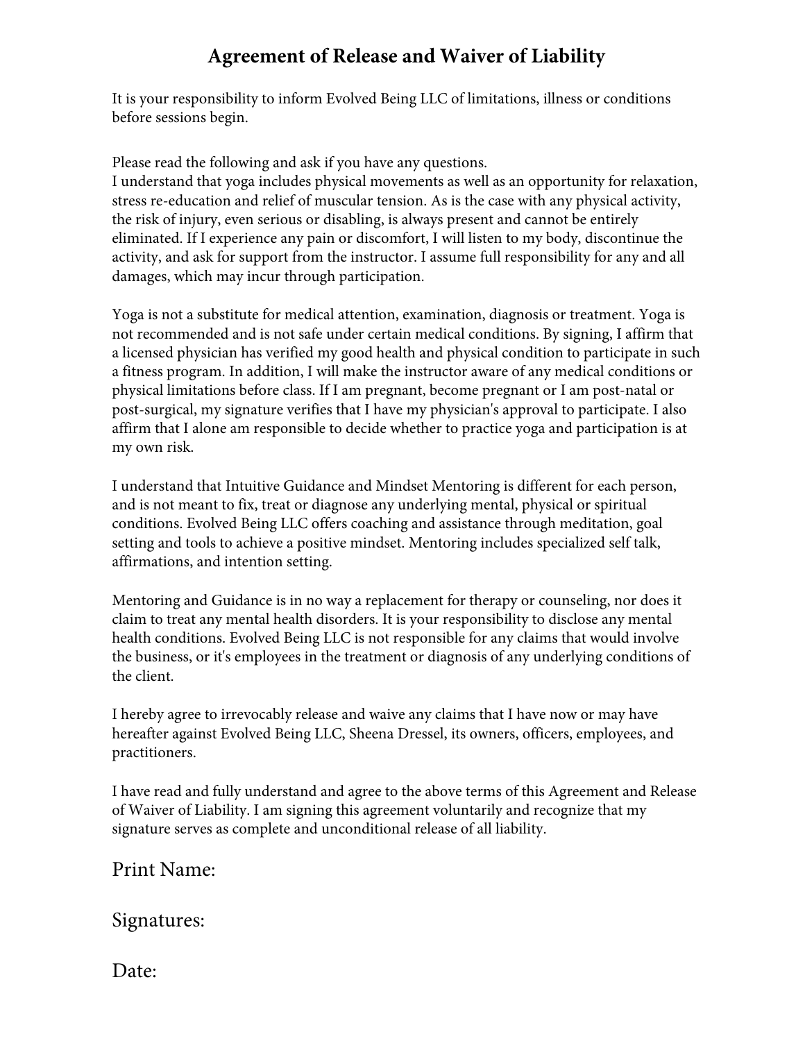# Agreement of Release and Waiver of Liability

It is your responsibility to inform Evolved Being LLC of limitations, illness or conditions before sessions begin.

Please read the following and ask if you have any questions.
I understand that yoga includes physical movements as well as an opportunity for relaxation, stress re-education and relief of muscular tension. As is the case with any physical activity, the risk of injury, even serious or disabling, is always present and cannot be entirely eliminated. If I experience any pain or discomfort, I will listen to my body, discontinue the activity, and ask for support from the instructor. I assume full responsibility for any and all damages, which may incur through participation.

Yoga is not a substitute for medical attention, examination, diagnosis or treatment. Yoga is not recommended and is not safe under certain medical conditions. By signing, I affirm that a licensed physician has verified my good health and physical condition to participate in such a fitness program. In addition, I will make the instructor aware of any medical conditions or physical limitations before class. If I am pregnant, become pregnant or I am post-natal or post-surgical, my signature verifies that I have my physician's approval to participate. I also affirm that I alone am responsible to decide whether to practice yoga and participation is at my own risk.

I understand that Intuitive Guidance and Mindset Mentoring is different for each person, and is not meant to fix, treat or diagnose any underlying mental, physical or spiritual conditions. Evolved Being LLC offers coaching and assistance through meditation, goal setting and tools to achieve a positive mindset. Mentoring includes specialized self talk, affirmations, and intention setting.

Mentoring and Guidance is in no way a replacement for therapy or counseling, nor does it claim to treat any mental health disorders. It is your responsibility to disclose any mental health conditions. Evolved Being LLC is not responsible for any claims that would involve the business, or it's employees in the treatment or diagnosis of any underlying conditions of the client.

I hereby agree to irrevocably release and waive any claims that I have now or may have hereafter against Evolved Being LLC, Sheena Dressel, its owners, officers, employees, and practitioners.

I have read and fully understand and agree to the above terms of this Agreement and Release of Waiver of Liability. I am signing this agreement voluntarily and recognize that my signature serves as complete and unconditional release of all liability.

Print Name:

Signatures:

Date: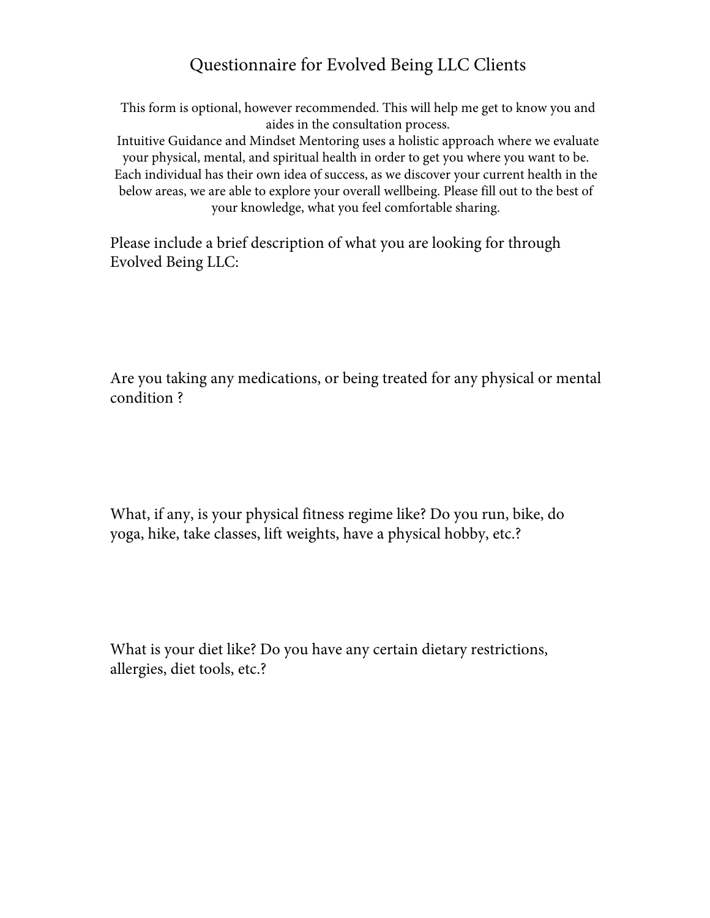# Questionnaire for Evolved Being LLC Clients

This form is optional, however recommended. This will help me get to know you and aides in the consultation process.
Intuitive Guidance and Mindset Mentoring uses a holistic approach where we evaluate your physical, mental, and spiritual health in order to get you where you want to be. Each individual has their own idea of success, as we discover your current health in the below areas, we are able to explore your overall wellbeing. Please fill out to the best of your knowledge, what you feel comfortable sharing.

Please include a brief description of what you are looking for through Evolved Being LLC:

Are you taking any medications, or being treated for any physical or mental condition ?

What, if any, is your physical fitness regime like? Do you run, bike, do yoga, hike, take classes, lift weights, have a physical hobby, etc.?

What is your diet like? Do you have any certain dietary restrictions, allergies, diet tools, etc.?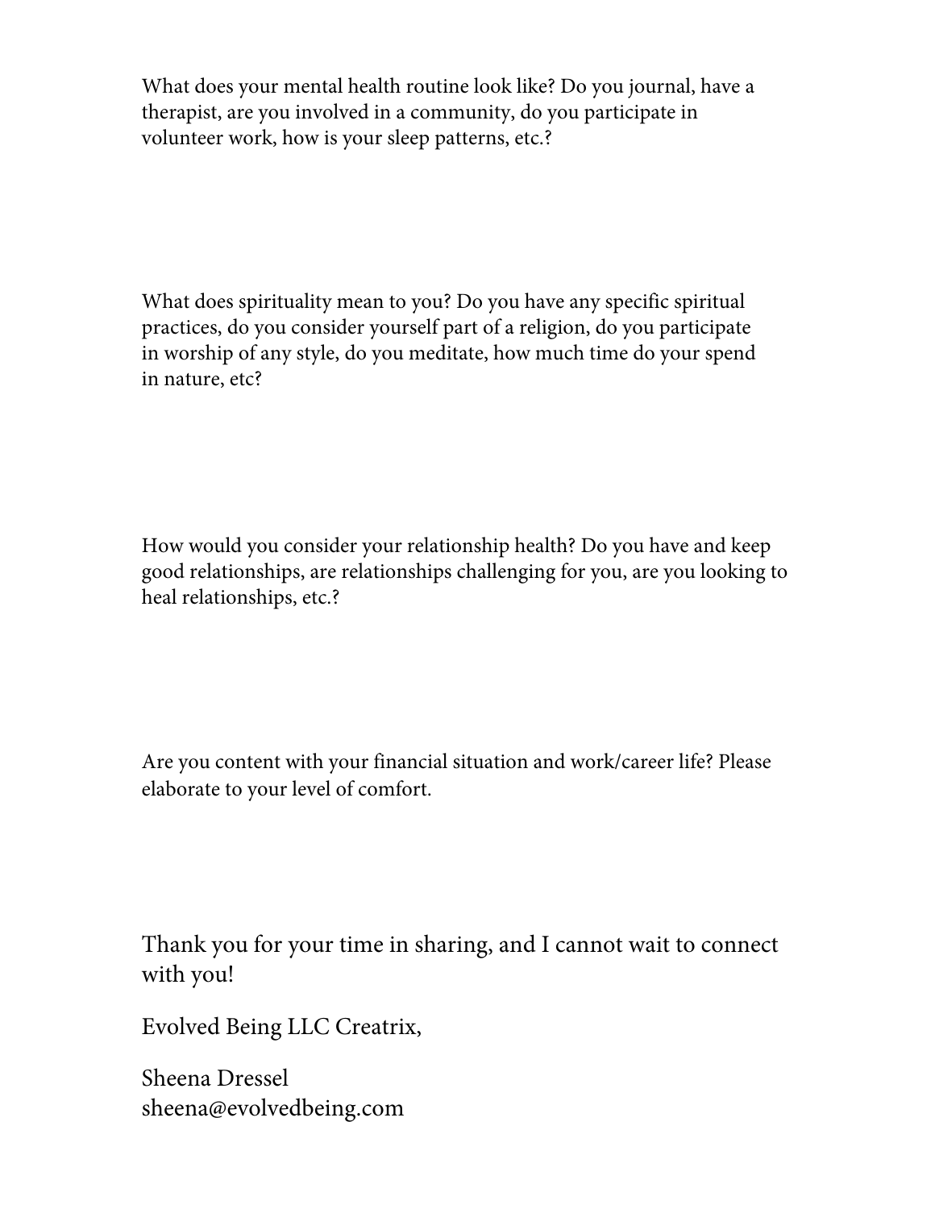What does your mental health routine look like? Do you journal, have a therapist, are you involved in a community, do you participate in volunteer work, how is your sleep patterns, etc.?

What does spirituality mean to you? Do you have any specific spiritual practices, do you consider yourself part of a religion, do you participate in worship of any style, do you meditate, how much time do your spend in nature, etc?

How would you consider your relationship health? Do you have and keep good relationships, are relationships challenging for you, are you looking to heal relationships, etc.?

Are you content with your financial situation and work/career life? Please elaborate to your level of comfort.

Thank you for your time in sharing, and I cannot wait to connect with you!

Evolved Being LLC Creatrix,

Sheena Dressel
sheena@evolvedbeing.com